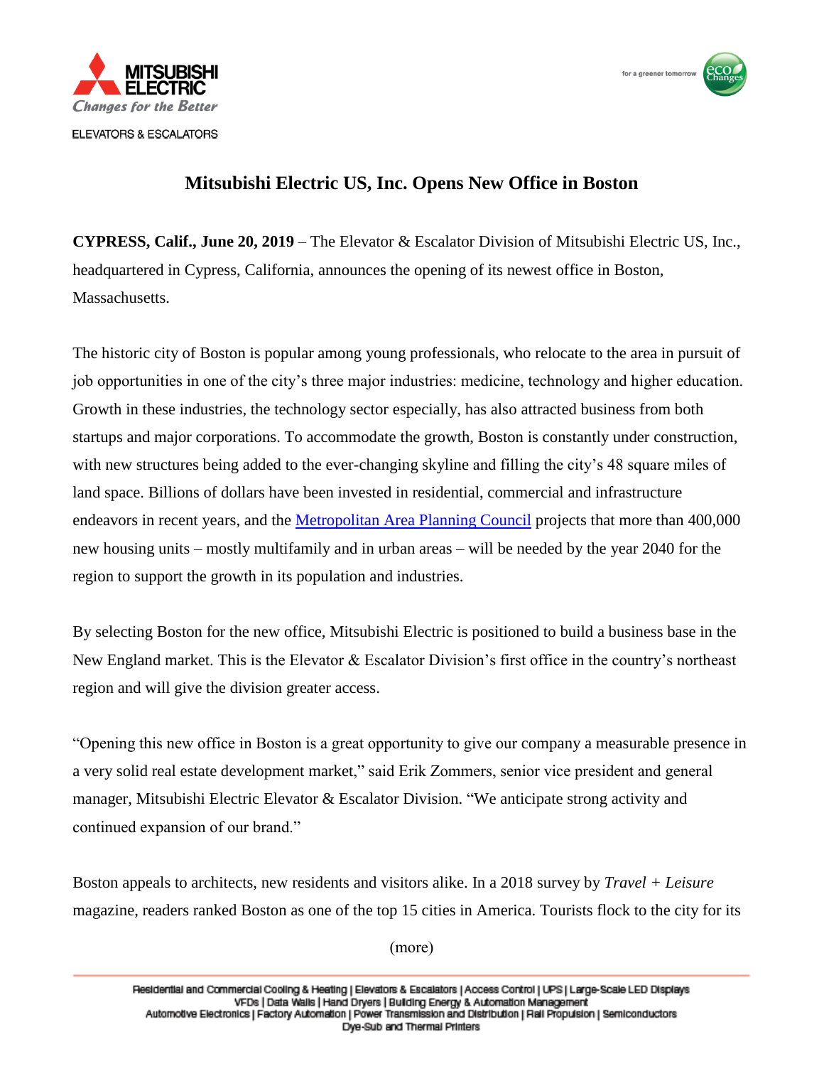MITSUBISHI ELECTRIC
*Changes for the Better*

ELEVATORS & ESCALATORS

for a greener tomorrow

# Mitsubishi Electric US, Inc. Opens New Office in Boston

**CYPRESS, Calif., June 20, 2019** – The Elevator & Escalator Division of Mitsubishi Electric US, Inc., headquartered in Cypress, California, announces the opening of its newest office in Boston, Massachusetts.

The historic city of Boston is popular among young professionals, who relocate to the area in pursuit of job opportunities in one of the city's three major industries: medicine, technology and higher education. Growth in these industries, the technology sector especially, has also attracted business from both startups and major corporations. To accommodate the growth, Boston is constantly under construction, with new structures being added to the ever-changing skyline and filling the city's 48 square miles of land space. Billions of dollars have been invested in residential, commercial and infrastructure endeavors in recent years, and the Metropolitan Area Planning Council projects that more than 400,000 new housing units – mostly multifamily and in urban areas – will be needed by the year 2040 for the region to support the growth in its population and industries.

By selecting Boston for the new office, Mitsubishi Electric is positioned to build a business base in the New England market. This is the Elevator & Escalator Division's first office in the country's northeast region and will give the division greater access.

"Opening this new office in Boston is a great opportunity to give our company a measurable presence in a very solid real estate development market," said Erik Zommers, senior vice president and general manager, Mitsubishi Electric Elevator & Escalator Division. "We anticipate strong activity and continued expansion of our brand."

Boston appeals to architects, new residents and visitors alike. In a 2018 survey by *Travel + Leisure* magazine, readers ranked Boston as one of the top 15 cities in America. Tourists flock to the city for its

(more)

Residential and Commercial Cooling & Heating | Elevators & Escalators | Access Control | UPS | Large-Scale LED Displays
VFDs | Data Walls | Hand Dryers | Building Energy & Automation Management
Automotive Electronics | Factory Automation | Power Transmission and Distribution | Rail Propulsion | Semiconductors
Dye-Sub and Thermal Printers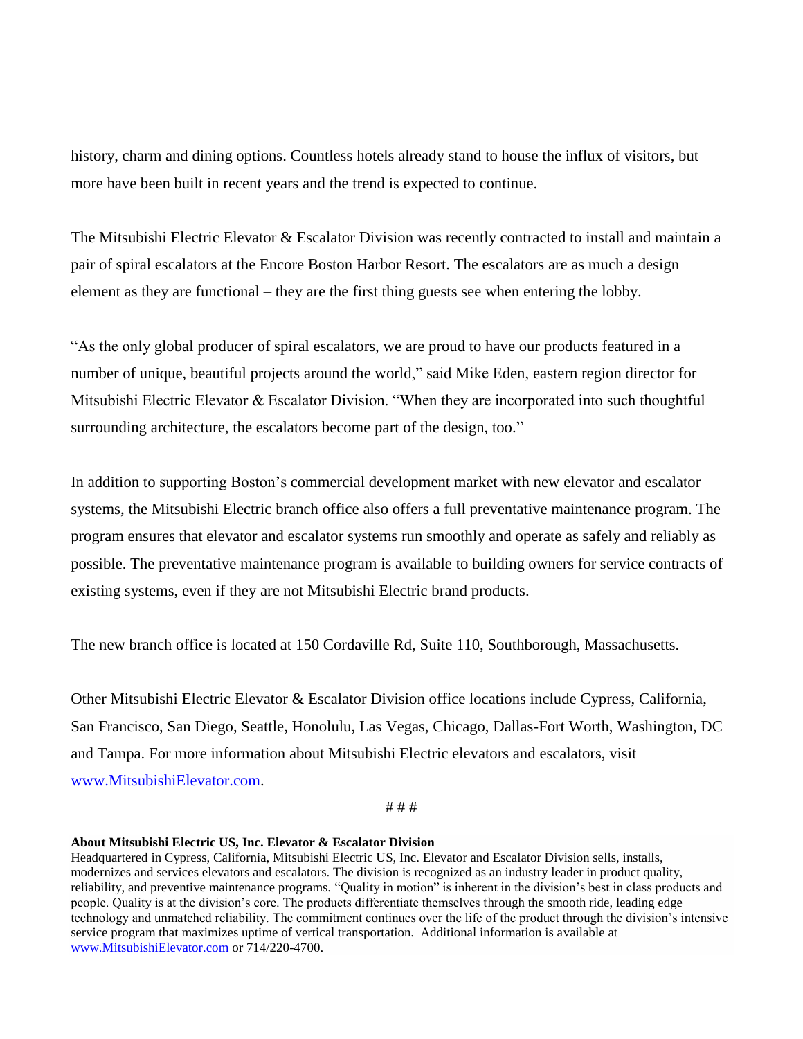history, charm and dining options. Countless hotels already stand to house the influx of visitors, but more have been built in recent years and the trend is expected to continue.

The Mitsubishi Electric Elevator & Escalator Division was recently contracted to install and maintain a pair of spiral escalators at the Encore Boston Harbor Resort. The escalators are as much a design element as they are functional – they are the first thing guests see when entering the lobby.

"As the only global producer of spiral escalators, we are proud to have our products featured in a number of unique, beautiful projects around the world," said Mike Eden, eastern region director for Mitsubishi Electric Elevator & Escalator Division. "When they are incorporated into such thoughtful surrounding architecture, the escalators become part of the design, too."

In addition to supporting Boston's commercial development market with new elevator and escalator systems, the Mitsubishi Electric branch office also offers a full preventative maintenance program. The program ensures that elevator and escalator systems run smoothly and operate as safely and reliably as possible. The preventative maintenance program is available to building owners for service contracts of existing systems, even if they are not Mitsubishi Electric brand products.

The new branch office is located at 150 Cordaville Rd, Suite 110, Southborough, Massachusetts.

Other Mitsubishi Electric Elevator & Escalator Division office locations include Cypress, California, San Francisco, San Diego, Seattle, Honolulu, Las Vegas, Chicago, Dallas-Fort Worth, Washington, DC and Tampa. For more information about Mitsubishi Electric elevators and escalators, visit www.MitsubishiElevator.com.

# # #

**About Mitsubishi Electric US, Inc. Elevator & Escalator Division**

Headquartered in Cypress, California, Mitsubishi Electric US, Inc. Elevator and Escalator Division sells, installs, modernizes and services elevators and escalators. The division is recognized as an industry leader in product quality, reliability, and preventive maintenance programs. "Quality in motion" is inherent in the division's best in class products and people. Quality is at the division's core. The products differentiate themselves through the smooth ride, leading edge technology and unmatched reliability. The commitment continues over the life of the product through the division's intensive service program that maximizes uptime of vertical transportation. Additional information is available at www.MitsubishiElevator.com or 714/220-4700.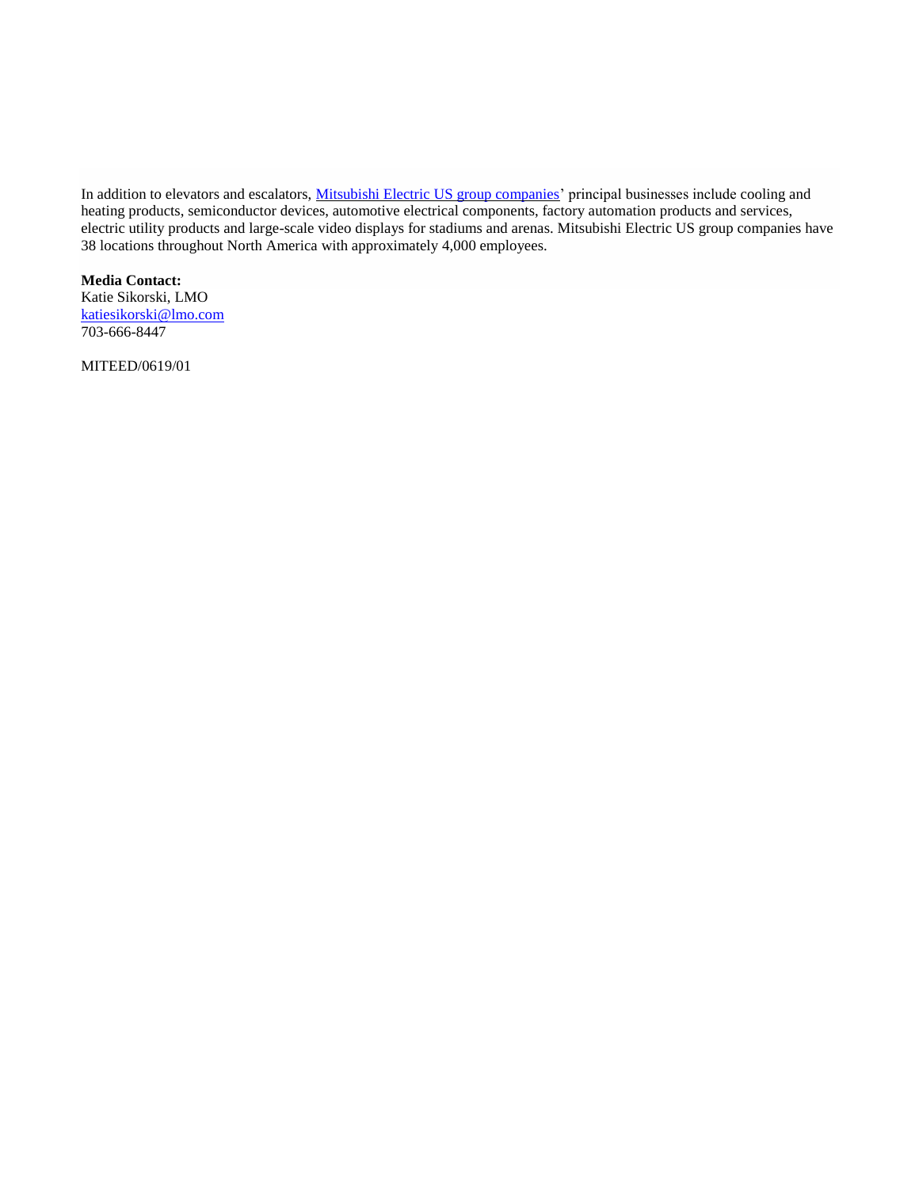In addition to elevators and escalators, Mitsubishi Electric US group companies' principal businesses include cooling and heating products, semiconductor devices, automotive electrical components, factory automation products and services, electric utility products and large-scale video displays for stadiums and arenas. Mitsubishi Electric US group companies have 38 locations throughout North America with approximately 4,000 employees.

**Media Contact:**
Katie Sikorski, LMO
katiesikorski@lmo.com
703-666-8447

MITEED/0619/01